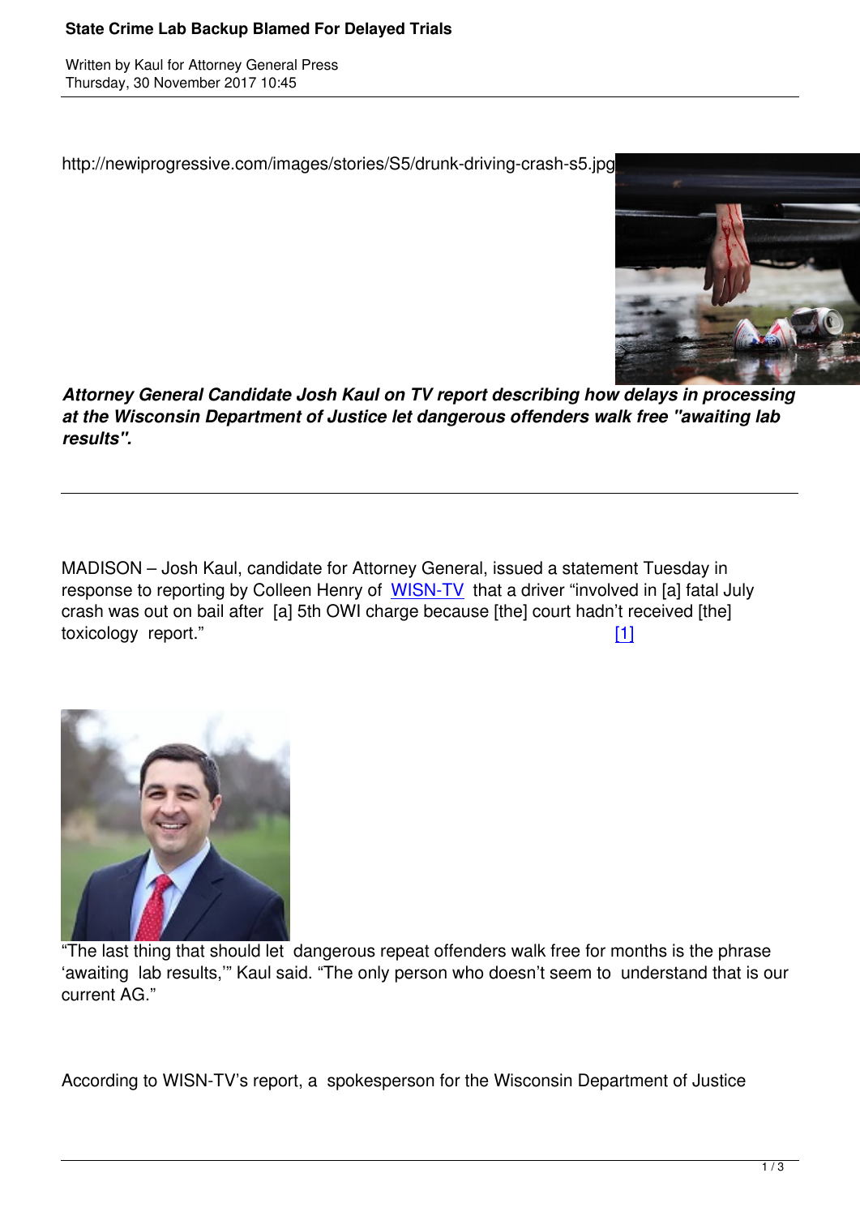# State Crime Lab Backup Blamed For Delayed Trials

Written by Kaul for Attorney General Press
Thursday, 30 November 2017 10:45

http://newiprogressive.com/images/stories/S5/drunk-driving-crash-s5.jpg

***Attorney General Candidate Josh Kaul on TV report describing how delays in processing at the Wisconsin Department of Justice let dangerous offenders walk free "awaiting lab results".***

---

MADISON – Josh Kaul, candidate for Attorney General, issued a statement Tuesday in response to reporting by Colleen Henry of WISN-TV that a driver "involved in [a] fatal July crash was out on bail after [a] 5th OWI charge because [the] court hadn't received [the] toxicology report." [1]

"The last thing that should let dangerous repeat offenders walk free for months is the phrase 'awaiting lab results,'" Kaul said. "The only person who doesn't seem to understand that is our current AG."

According to WISN-TV's report, a spokesperson for the Wisconsin Department of Justice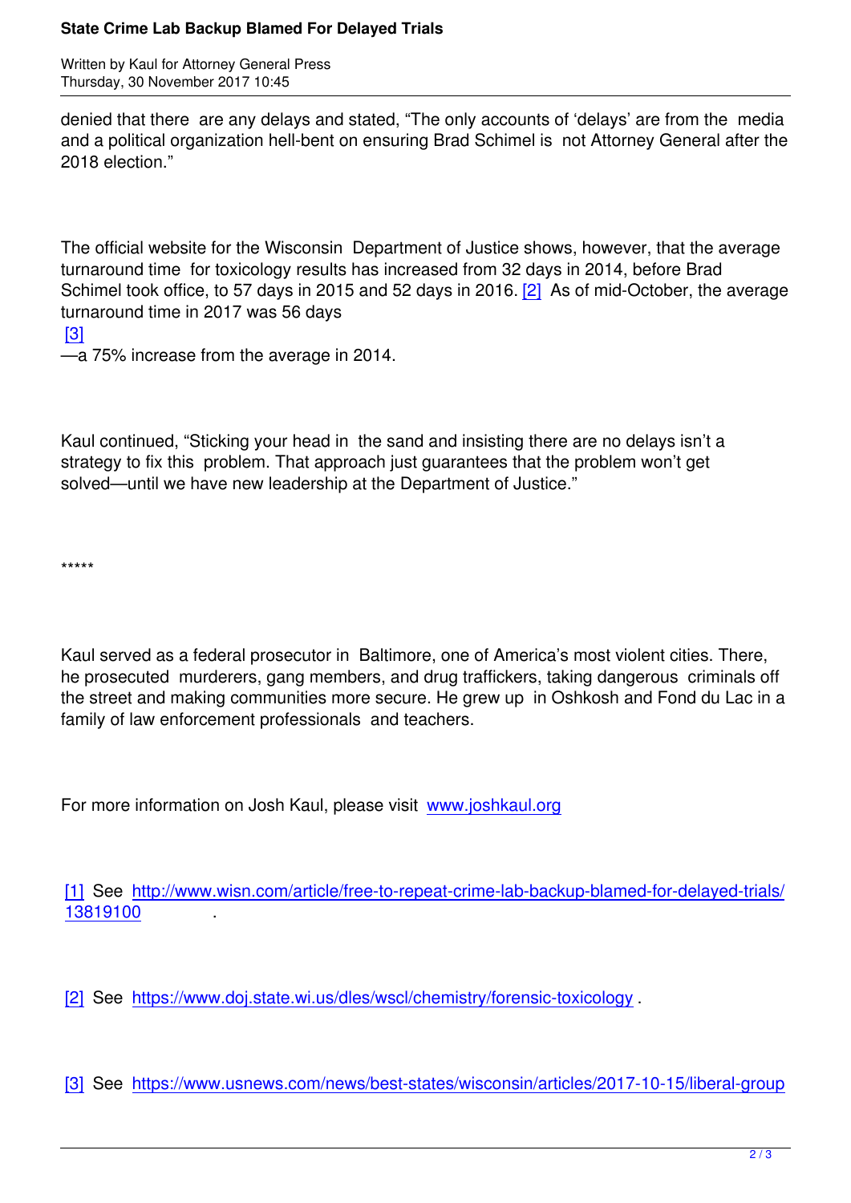denied that there are any delays and stated, "The only accounts of 'delays' are from the media and a political organization hell-bent on ensuring Brad Schimel is not Attorney General after the 2018 election."

The official website for the Wisconsin Department of Justice shows, however, that the average turnaround time for toxicology results has increased from 32 days in 2014, before Brad Schimel took office, to 57 days in 2015 and 52 days in 2016. [2] As of mid-October, the average turnaround time in 2017 was 56 days [3] —a 75% increase from the average in 2014.

Kaul continued, "Sticking your head in the sand and insisting there are no delays isn't a strategy to fix this problem. That approach just guarantees that the problem won't get solved—until we have new leadership at the Department of Justice."

*****

Kaul served as a federal prosecutor in Baltimore, one of America's most violent cities. There, he prosecuted murderers, gang members, and drug traffickers, taking dangerous criminals off the street and making communities more secure. He grew up in Oshkosh and Fond du Lac in a family of law enforcement professionals and teachers.

For more information on Josh Kaul, please visit www.joshkaul.org

[1] See http://www.wisn.com/article/free-to-repeat-crime-lab-backup-blamed-for-delayed-trials/13819100 .

[2] See https://www.doj.state.wi.us/dles/wscl/chemistry/forensic-toxicology .

[3] See https://www.usnews.com/news/best-states/wisconsin/articles/2017-10-15/liberal-group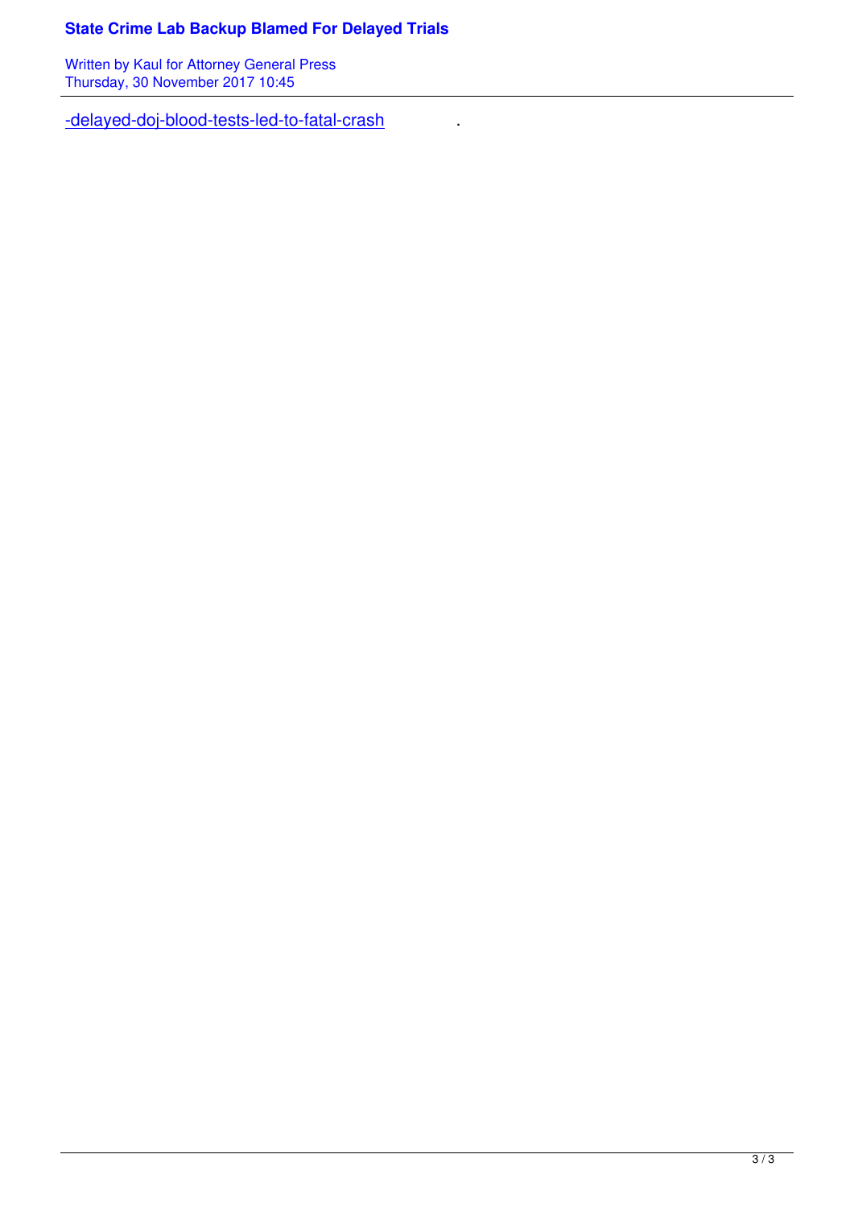-delayed-doj-blood-tests-led-to-fatal-crash .